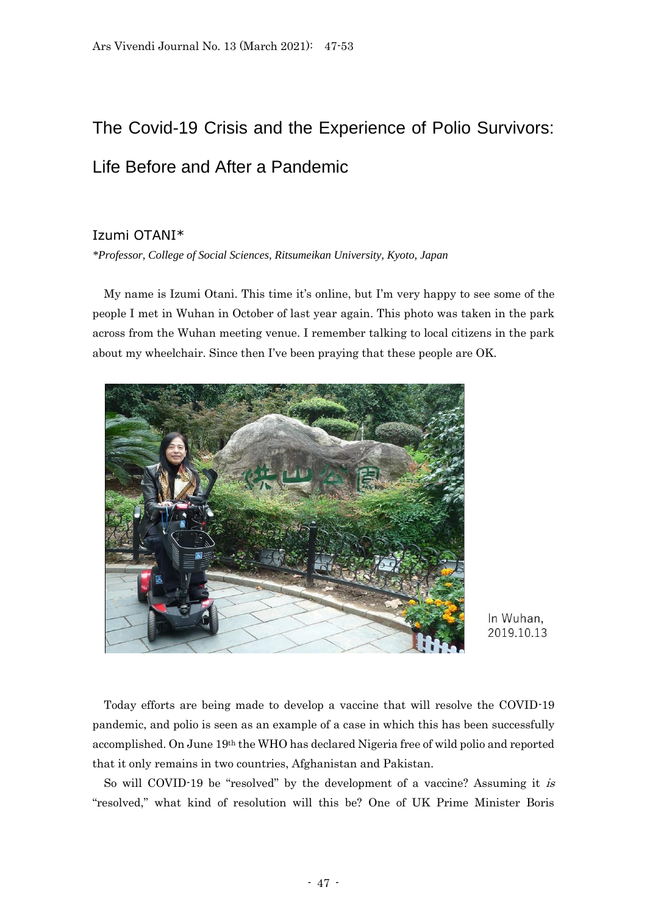# The Covid-19 Crisis and the Experience of Polio Survivors: Life Before and After a Pandemic

Izumi OTANI*

*Professor, College of Social Sciences, Ritsumeikan University, Kyoto, Japan*

My name is Izumi Otani. This time it's online, but I'm very happy to see some of the people I met in Wuhan in October of last year again. This photo was taken in the park across from the Wuhan meeting venue. I remember talking to local citizens in the park about my wheelchair. Since then I've been praying that these people are OK.

In Wuhan, 2019.10.13

Today efforts are being made to develop a vaccine that will resolve the COVID-19 pandemic, and polio is seen as an example of a case in which this has been successfully accomplished. On June 19th the WHO has declared Nigeria free of wild polio and reported that it only remains in two countries, Afghanistan and Pakistan.

So will COVID-19 be "resolved" by the development of a vaccine? Assuming it *is* "resolved," what kind of resolution will this be? One of UK Prime Minister Boris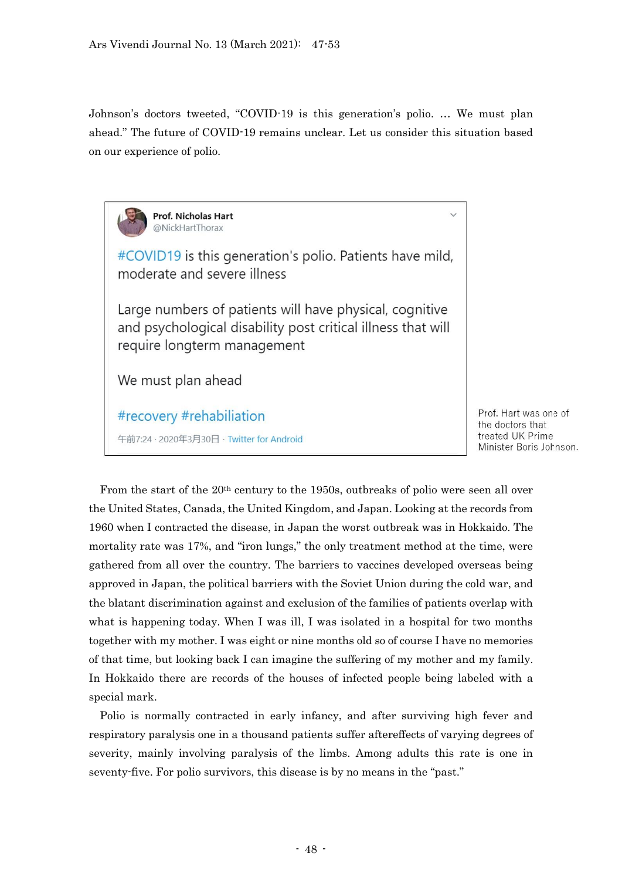Johnson's doctors tweeted, "COVID-19 is this generation's polio. … We must plan ahead." The future of COVID-19 remains unclear. Let us consider this situation based on our experience of polio.

> **Prof. Nicholas Hart**
> @NickHartThorax
>
> #COVID19 is this generation's polio. Patients have mild, moderate and severe illness
>
> Large numbers of patients will have physical, cognitive and psychological disability post critical illness that will require longterm management
>
> We must plan ahead
>
> #recovery #rehabiliation
>
> 午前7:24 · 2020年3月30日 · Twitter for Android

Prof. Hart was one of the doctors that treated UK Prime Minister Boris Johnson.

From the start of the 20th century to the 1950s, outbreaks of polio were seen all over the United States, Canada, the United Kingdom, and Japan. Looking at the records from 1960 when I contracted the disease, in Japan the worst outbreak was in Hokkaido. The mortality rate was 17%, and "iron lungs," the only treatment method at the time, were gathered from all over the country. The barriers to vaccines developed overseas being approved in Japan, the political barriers with the Soviet Union during the cold war, and the blatant discrimination against and exclusion of the families of patients overlap with what is happening today. When I was ill, I was isolated in a hospital for two months together with my mother. I was eight or nine months old so of course I have no memories of that time, but looking back I can imagine the suffering of my mother and my family. In Hokkaido there are records of the houses of infected people being labeled with a special mark.

Polio is normally contracted in early infancy, and after surviving high fever and respiratory paralysis one in a thousand patients suffer aftereffects of varying degrees of severity, mainly involving paralysis of the limbs. Among adults this rate is one in seventy-five. For polio survivors, this disease is by no means in the "past."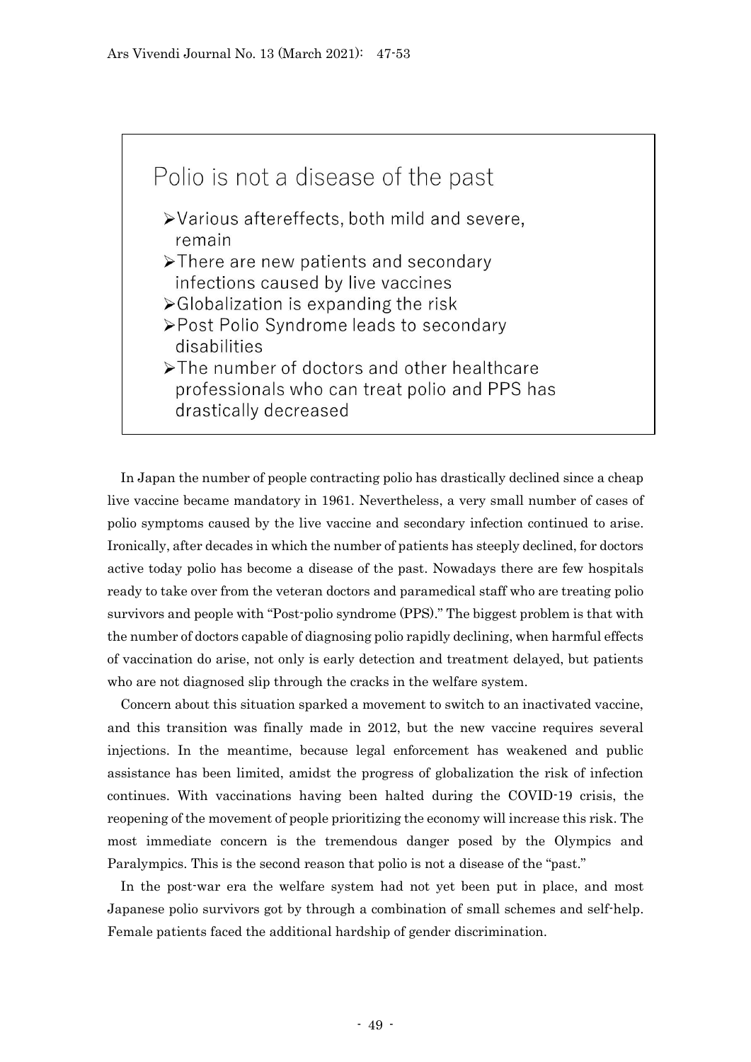Polio is not a disease of the past

- Various aftereffects, both mild and severe, remain
- There are new patients and secondary infections caused by live vaccines
- Globalization is expanding the risk
- Post Polio Syndrome leads to secondary disabilities
- The number of doctors and other healthcare professionals who can treat polio and PPS has drastically decreased

In Japan the number of people contracting polio has drastically declined since a cheap live vaccine became mandatory in 1961. Nevertheless, a very small number of cases of polio symptoms caused by the live vaccine and secondary infection continued to arise. Ironically, after decades in which the number of patients has steeply declined, for doctors active today polio has become a disease of the past. Nowadays there are few hospitals ready to take over from the veteran doctors and paramedical staff who are treating polio survivors and people with "Post-polio syndrome (PPS)." The biggest problem is that with the number of doctors capable of diagnosing polio rapidly declining, when harmful effects of vaccination do arise, not only is early detection and treatment delayed, but patients who are not diagnosed slip through the cracks in the welfare system.

Concern about this situation sparked a movement to switch to an inactivated vaccine, and this transition was finally made in 2012, but the new vaccine requires several injections. In the meantime, because legal enforcement has weakened and public assistance has been limited, amidst the progress of globalization the risk of infection continues. With vaccinations having been halted during the COVID-19 crisis, the reopening of the movement of people prioritizing the economy will increase this risk. The most immediate concern is the tremendous danger posed by the Olympics and Paralympics. This is the second reason that polio is not a disease of the "past."

In the post-war era the welfare system had not yet been put in place, and most Japanese polio survivors got by through a combination of small schemes and self-help. Female patients faced the additional hardship of gender discrimination.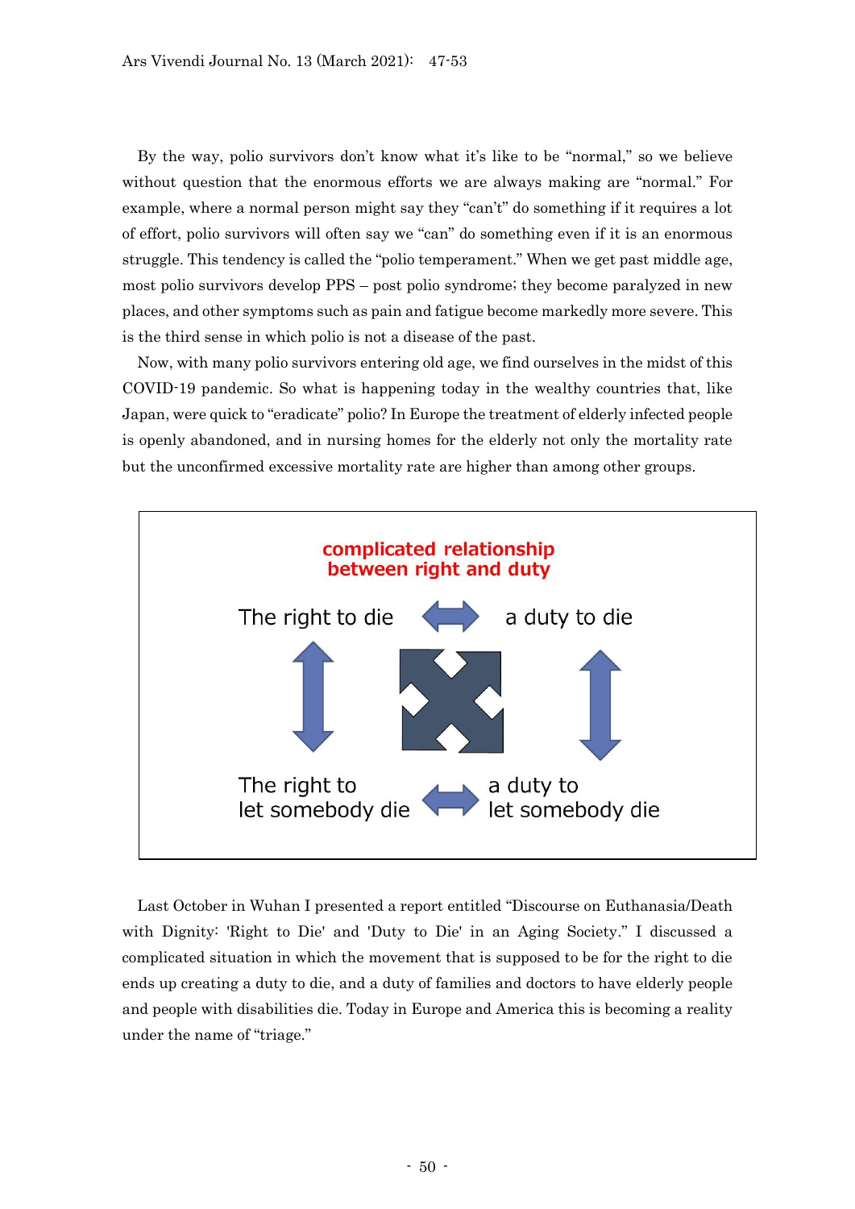By the way, polio survivors don't know what it's like to be "normal," so we believe without question that the enormous efforts we are always making are "normal." For example, where a normal person might say they "can't" do something if it requires a lot of effort, polio survivors will often say we "can" do something even if it is an enormous struggle. This tendency is called the "polio temperament." When we get past middle age, most polio survivors develop PPS – post polio syndrome; they become paralyzed in new places, and other symptoms such as pain and fatigue become markedly more severe. This is the third sense in which polio is not a disease of the past.

Now, with many polio survivors entering old age, we find ourselves in the midst of this COVID-19 pandemic. So what is happening today in the wealthy countries that, like Japan, were quick to "eradicate" polio? In Europe the treatment of elderly infected people is openly abandoned, and in nursing homes for the elderly not only the mortality rate but the unconfirmed excessive mortality rate are higher than among other groups.

**complicated relationship between right and duty**

| | | |
|---|---|---|
| The right to die | ⟷ | a duty to die |
| ↕ | ✣ | ↕ |
| The right to let somebody die | ⟷ | a duty to let somebody die |

Last October in Wuhan I presented a report entitled "Discourse on Euthanasia/Death with Dignity: 'Right to Die' and 'Duty to Die' in an Aging Society." I discussed a complicated situation in which the movement that is supposed to be for the right to die ends up creating a duty to die, and a duty of families and doctors to have elderly people and people with disabilities die. Today in Europe and America this is becoming a reality under the name of "triage."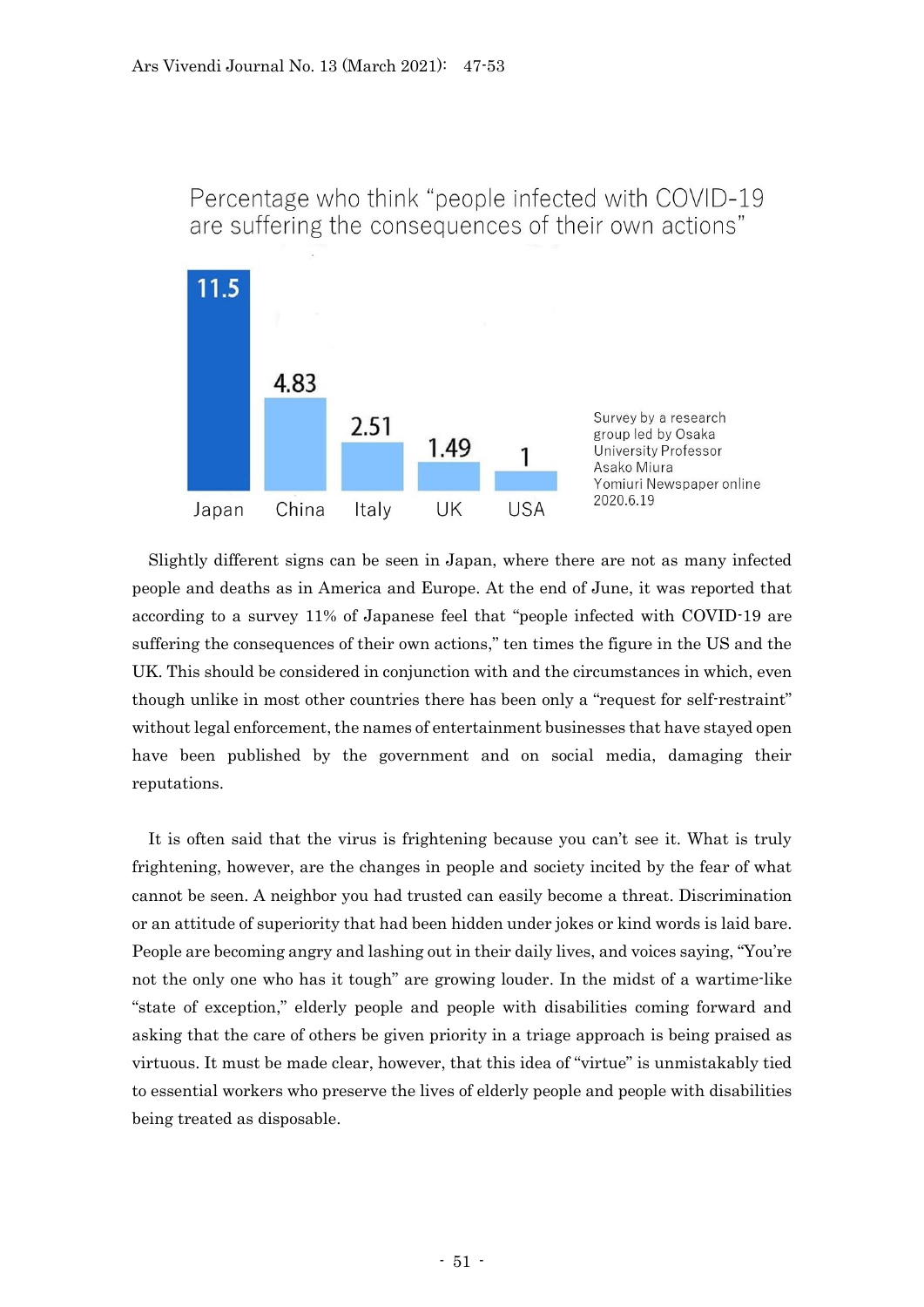Percentage who think "people infected with COVID-19 are suffering the consequences of their own actions"

| Japan | China | Italy | UK | USA |
| --- | --- | --- | --- | --- |
| 11.5 | 4.83 | 2.51 | 1.49 | 1 |

Survey by a research group led by Osaka University Professor Asako Miura
Yomiuri Newspaper online 2020.6.19

Slightly different signs can be seen in Japan, where there are not as many infected people and deaths as in America and Europe. At the end of June, it was reported that according to a survey 11% of Japanese feel that "people infected with COVID-19 are suffering the consequences of their own actions," ten times the figure in the US and the UK. This should be considered in conjunction with and the circumstances in which, even though unlike in most other countries there has been only a "request for self-restraint" without legal enforcement, the names of entertainment businesses that have stayed open have been published by the government and on social media, damaging their reputations.

It is often said that the virus is frightening because you can't see it. What is truly frightening, however, are the changes in people and society incited by the fear of what cannot be seen. A neighbor you had trusted can easily become a threat. Discrimination or an attitude of superiority that had been hidden under jokes or kind words is laid bare. People are becoming angry and lashing out in their daily lives, and voices saying, "You're not the only one who has it tough" are growing louder. In the midst of a wartime-like "state of exception," elderly people and people with disabilities coming forward and asking that the care of others be given priority in a triage approach is being praised as virtuous. It must be made clear, however, that this idea of "virtue" is unmistakably tied to essential workers who preserve the lives of elderly people and people with disabilities being treated as disposable.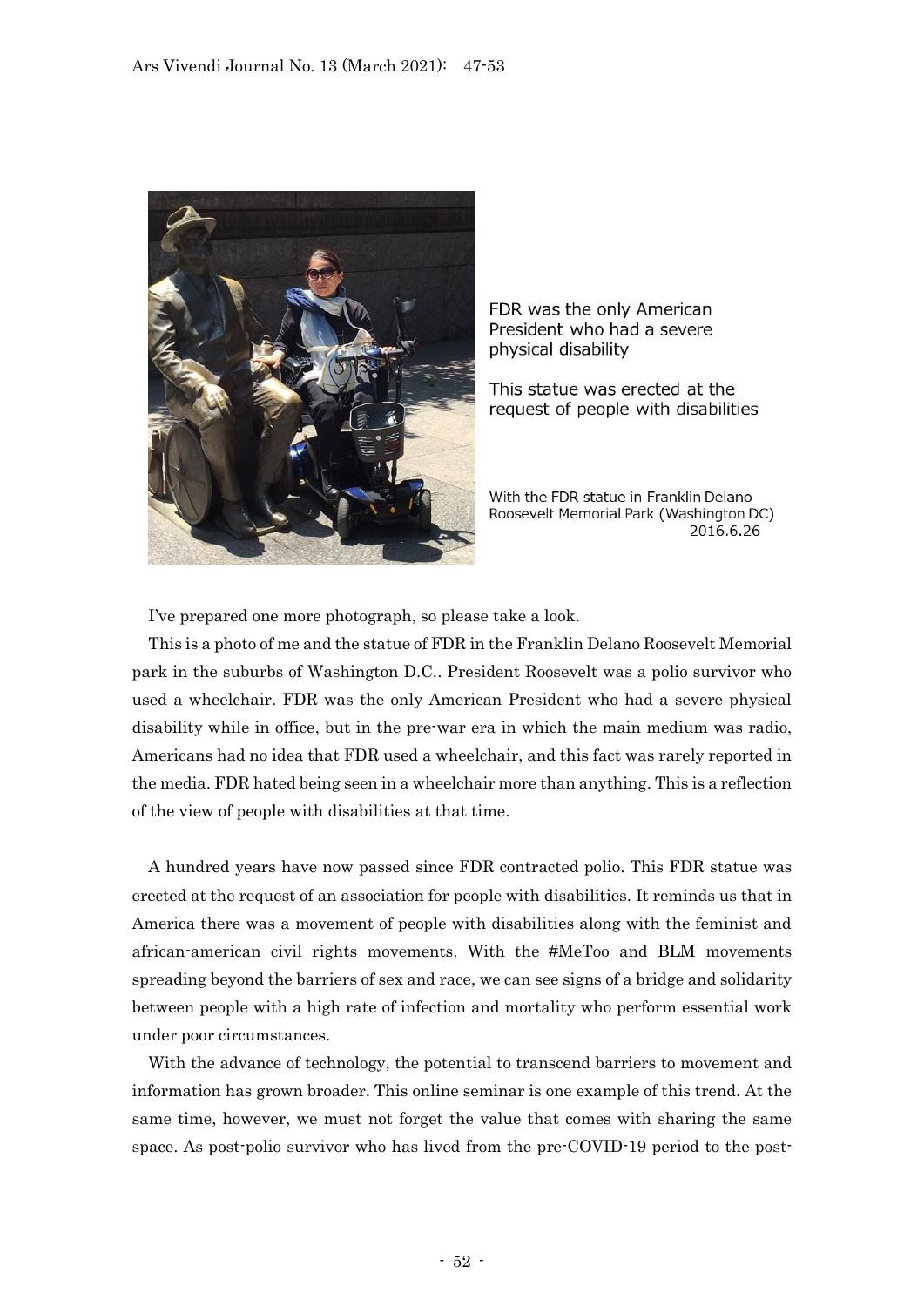FDR was the only American President who had a severe physical disability

This statue was erected at the request of people with disabilities

With the FDR statue in Franklin Delano Roosevelt Memorial Park (Washington DC) 2016.6.26

I've prepared one more photograph, so please take a look.

This is a photo of me and the statue of FDR in the Franklin Delano Roosevelt Memorial park in the suburbs of Washington D.C.. President Roosevelt was a polio survivor who used a wheelchair. FDR was the only American President who had a severe physical disability while in office, but in the pre-war era in which the main medium was radio, Americans had no idea that FDR used a wheelchair, and this fact was rarely reported in the media. FDR hated being seen in a wheelchair more than anything. This is a reflection of the view of people with disabilities at that time.

A hundred years have now passed since FDR contracted polio. This FDR statue was erected at the request of an association for people with disabilities. It reminds us that in America there was a movement of people with disabilities along with the feminist and african-american civil rights movements. With the #MeToo and BLM movements spreading beyond the barriers of sex and race, we can see signs of a bridge and solidarity between people with a high rate of infection and mortality who perform essential work under poor circumstances.

With the advance of technology, the potential to transcend barriers to movement and information has grown broader. This online seminar is one example of this trend. At the same time, however, we must not forget the value that comes with sharing the same space. As post-polio survivor who has lived from the pre-COVID-19 period to the post-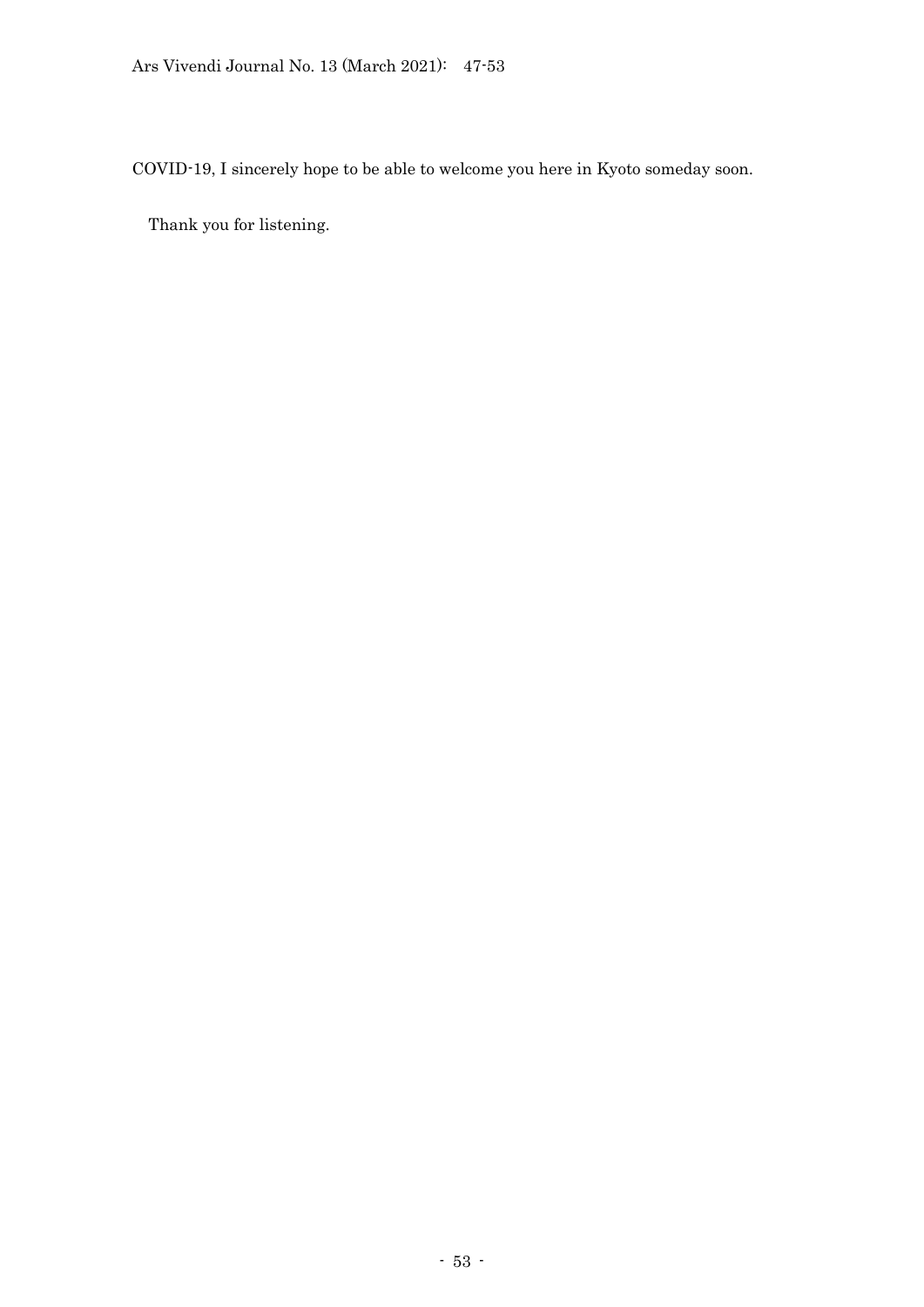COVID-19, I sincerely hope to be able to welcome you here in Kyoto someday soon.

Thank you for listening.